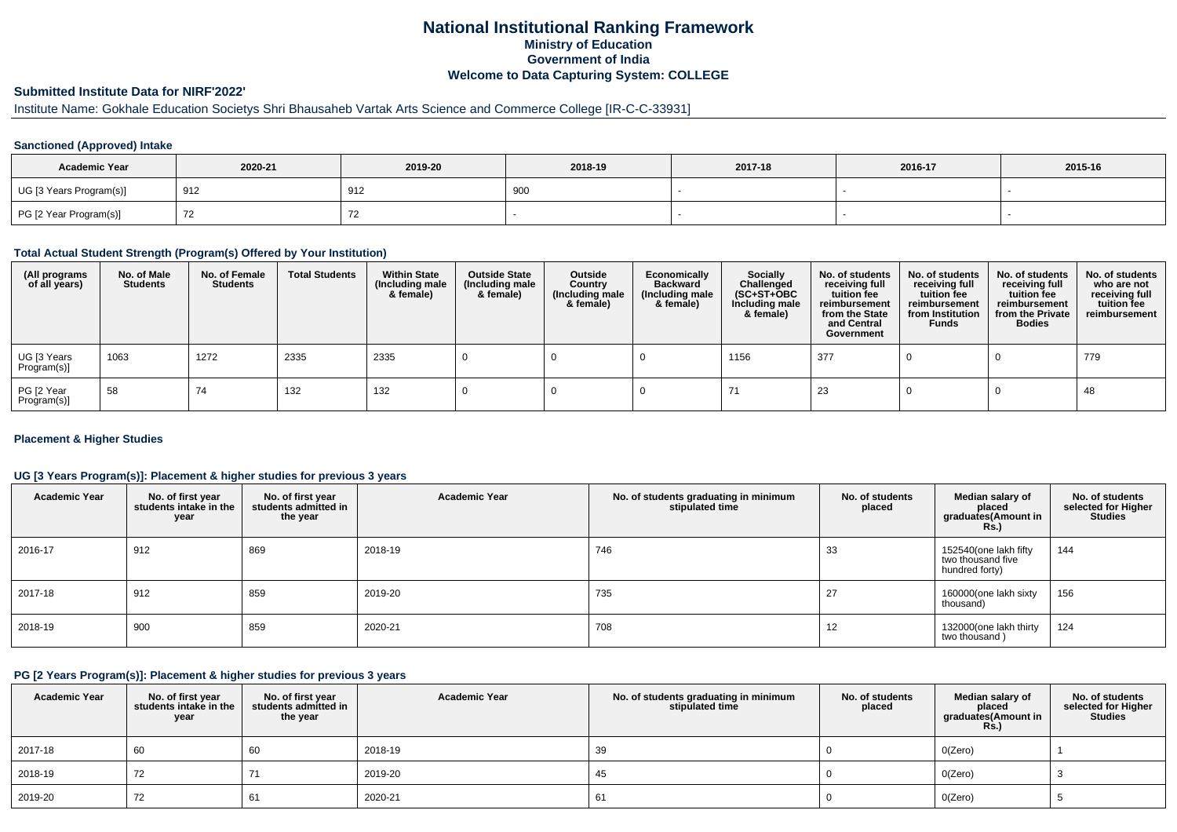# National Institutional Ranking Framework

## Ministry of Education

## Government of India

## Welcome to Data Capturing System: COLLEGE

### Submitted Institute Data for NIRF'2022'

Institute Name: Gokhale Education Societys Shri Bhausaheb Vartak Arts Science and Commerce College [IR-C-C-33931]

#### Sanctioned (Approved) Intake

| Academic Year | 2020-21 | 2019-20 | 2018-19 | 2017-18 | 2016-17 | 2015-16 |
|---|---|---|---|---|---|---|
| UG [3 Years Program(s)] | 912 | 912 | 900 | - | - | - |
| PG [2 Year Program(s)] | 72 | 72 | - | - | - | - |

#### Total Actual Student Strength (Program(s) Offered by Your Institution)

| (All programs of all years) | No. of Male Students | No. of Female Students | Total Students | Within State (Including male & female) | Outside State (Including male & female) | Outside Country (Including male & female) | Economically Backward (Including male & female) | Socially Challenged (SC+ST+OBC Including male & female) | No. of students receiving full tuition fee reimbursement from the State and Central Government | No. of students receiving full tuition fee reimbursement from Institution Funds | No. of students receiving full tuition fee reimbursement from the Private Bodies | No. of students who are not receiving full tuition fee reimbursement |
|---|---|---|---|---|---|---|---|---|---|---|---|---|
| UG [3 Years Program(s)] | 1063 | 1272 | 2335 | 2335 | 0 | 0 | 0 | 1156 | 377 | 0 | 0 | 779 |
| PG [2 Year Program(s)] | 58 | 74 | 132 | 132 | 0 | 0 | 0 | 71 | 23 | 0 | 0 | 48 |

#### Placement & Higher Studies

#### UG [3 Years Program(s)]: Placement & higher studies for previous 3 years

| Academic Year | No. of first year students intake in the year | No. of first year students admitted in the year | Academic Year | No. of students graduating in minimum stipulated time | No. of students placed | Median salary of placed graduates(Amount in Rs.) | No. of students selected for Higher Studies |
|---|---|---|---|---|---|---|---|
| 2016-17 | 912 | 869 | 2018-19 | 746 | 33 | 152540(one lakh fifty two thousand five hundred forty) | 144 |
| 2017-18 | 912 | 859 | 2019-20 | 735 | 27 | 160000(one lakh sixty thousand) | 156 |
| 2018-19 | 900 | 859 | 2020-21 | 708 | 12 | 132000(one lakh thirty two thousand ) | 124 |

#### PG [2 Years Program(s)]: Placement & higher studies for previous 3 years

| Academic Year | No. of first year students intake in the year | No. of first year students admitted in the year | Academic Year | No. of students graduating in minimum stipulated time | No. of students placed | Median salary of placed graduates(Amount in Rs.) | No. of students selected for Higher Studies |
|---|---|---|---|---|---|---|---|
| 2017-18 | 60 | 60 | 2018-19 | 39 | 0 | 0(Zero) | 1 |
| 2018-19 | 72 | 71 | 2019-20 | 45 | 0 | 0(Zero) | 3 |
| 2019-20 | 72 | 61 | 2020-21 | 61 | 0 | 0(Zero) | 5 |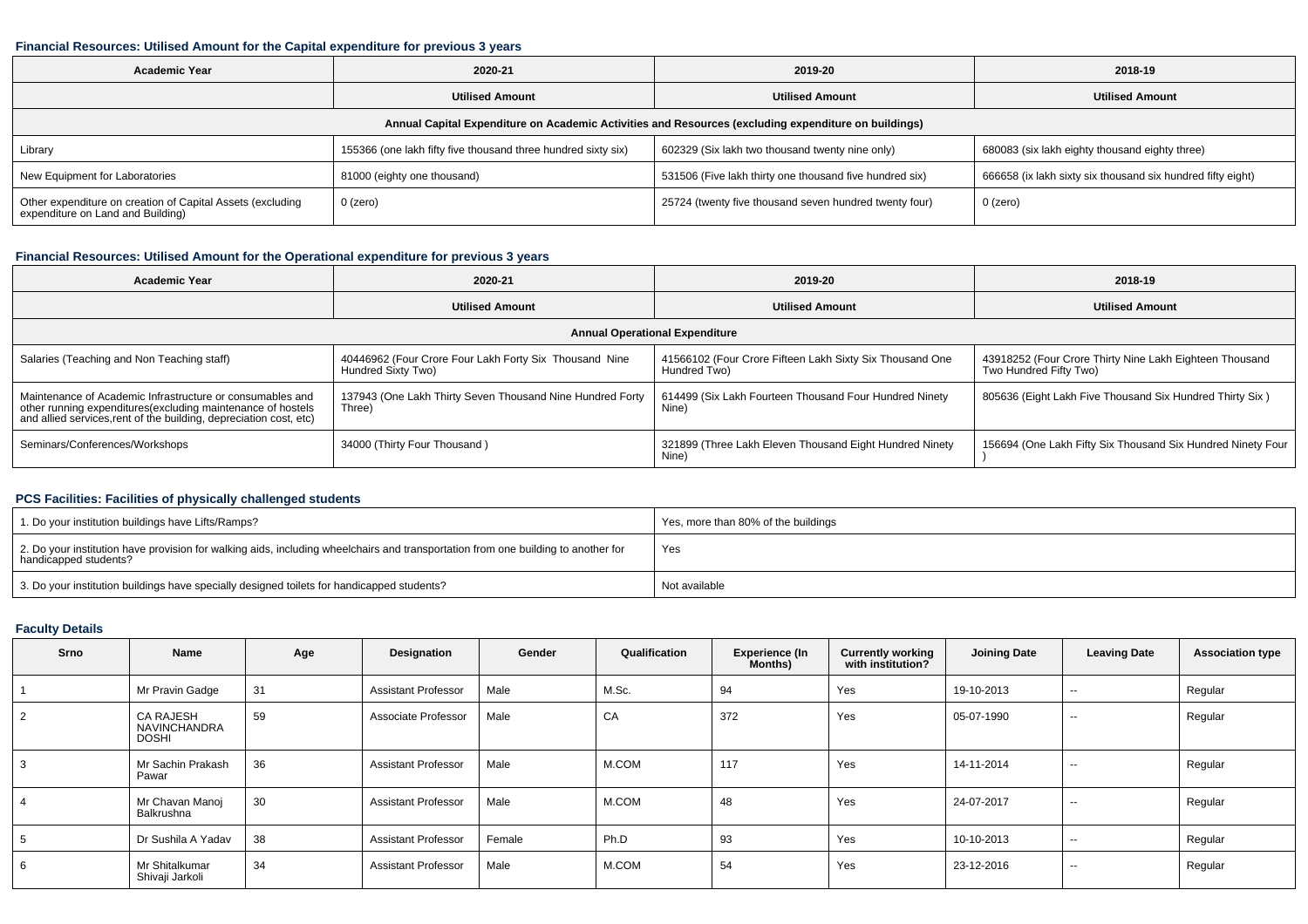### Financial Resources: Utilised Amount for the Capital expenditure for previous 3 years

| Academic Year | 2020-21 | 2019-20 | 2018-19 |
|---|---|---|---|
| | Utilised Amount | Utilised Amount | Utilised Amount |
| Annual Capital Expenditure on Academic Activities and Resources (excluding expenditure on buildings) | | | |
| Library | 155366 (one lakh fifty five thousand three hundred sixty six) | 602329 (Six lakh two thousand twenty nine only) | 680083 (six lakh eighty thousand eighty three) |
| New Equipment for Laboratories | 81000 (eighty one thousand) | 531506 (Five lakh thirty one thousand five hundred six) | 666658 (ix lakh sixty six thousand six hundred fifty eight) |
| Other expenditure on creation of Capital Assets (excluding expenditure on Land and Building) | 0 (zero) | 25724 (twenty five thousand seven hundred twenty four) | 0 (zero) |

### Financial Resources: Utilised Amount for the Operational expenditure for previous 3 years

| Academic Year | 2020-21 | 2019-20 | 2018-19 |
|---|---|---|---|
| | Utilised Amount | Utilised Amount | Utilised Amount |
| Annual Operational Expenditure | | | |
| Salaries (Teaching and Non Teaching staff) | 40446962 (Four Crore Four Lakh Forty Six Thousand Nine Hundred Sixty Two) | 41566102 (Four Crore Fifteen Lakh Sixty Six Thousand One Hundred Two) | 43918252 (Four Crore Thirty Nine Lakh Eighteen Thousand Two Hundred Fifty Two) |
| Maintenance of Academic Infrastructure or consumables and other running expenditures(excluding maintenance of hostels and allied services,rent of the building, depreciation cost, etc) | 137943 (One Lakh Thirty Seven Thousand Nine Hundred Forty Three) | 614499 (Six Lakh Fourteen Thousand Four Hundred Ninety Nine) | 805636 (Eight Lakh Five Thousand Six Hundred Thirty Six ) |
| Seminars/Conferences/Workshops | 34000 (Thirty Four Thousand ) | 321899 (Three Lakh Eleven Thousand Eight Hundred Ninety Nine) | 156694 (One Lakh Fifty Six Thousand Six Hundred Ninety Four ) |

### PCS Facilities: Facilities of physically challenged students

| | |
|---|---|
| 1. Do your institution buildings have Lifts/Ramps? | Yes, more than 80% of the buildings |
| 2. Do your institution have provision for walking aids, including wheelchairs and transportation from one building to another for handicapped students? | Yes |
| 3. Do your institution buildings have specially designed toilets for handicapped students? | Not available |

### Faculty Details

| Srno | Name | Age | Designation | Gender | Qualification | Experience (In Months) | Currently working with institution? | Joining Date | Leaving Date | Association type |
|---|---|---|---|---|---|---|---|---|---|---|
| 1 | Mr Pravin Gadge | 31 | Assistant Professor | Male | M.Sc. | 94 | Yes | 19-10-2013 | -- | Regular |
| 2 | CA RAJESH NAVINCHANDRA DOSHI | 59 | Associate Professor | Male | CA | 372 | Yes | 05-07-1990 | -- | Regular |
| 3 | Mr Sachin Prakash Pawar | 36 | Assistant Professor | Male | M.COM | 117 | Yes | 14-11-2014 | -- | Regular |
| 4 | Mr Chavan Manoj Balkrushna | 30 | Assistant Professor | Male | M.COM | 48 | Yes | 24-07-2017 | -- | Regular |
| 5 | Dr Sushila A Yadav | 38 | Assistant Professor | Female | Ph.D | 93 | Yes | 10-10-2013 | -- | Regular |
| 6 | Mr Shitalkumar Shivaji Jarkoli | 34 | Assistant Professor | Male | M.COM | 54 | Yes | 23-12-2016 | -- | Regular |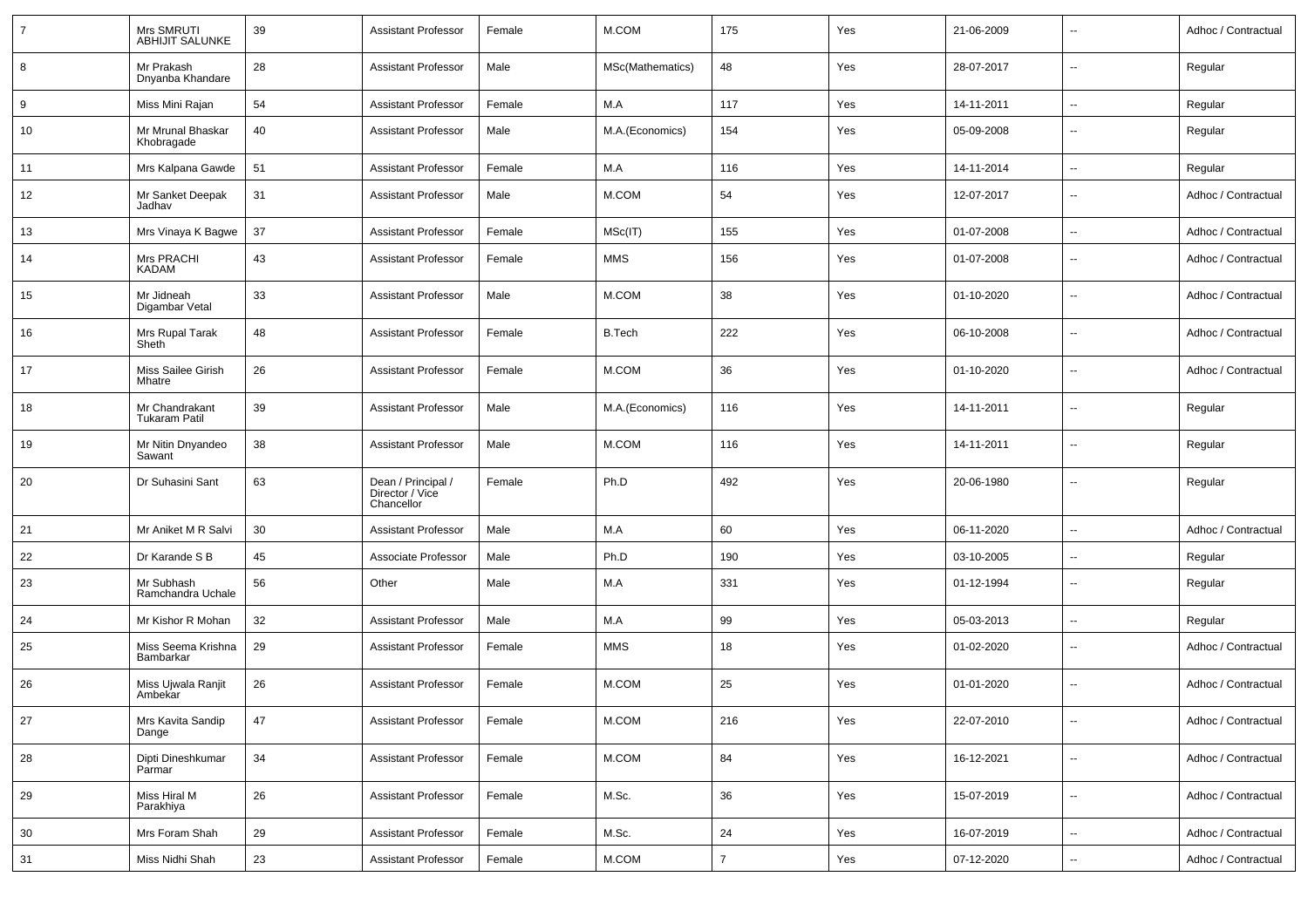| | | | | | | | | | | |
|---|---|---|---|---|---|---|---|---|---|---|
| 7 | Mrs SMRUTI ABHIJIT SALUNKE | 39 | Assistant Professor | Female | M.COM | 175 | Yes | 21-06-2009 | -- | Adhoc / Contractual |
| 8 | Mr Prakash Dnyanba Khandare | 28 | Assistant Professor | Male | MSc(Mathematics) | 48 | Yes | 28-07-2017 | -- | Regular |
| 9 | Miss Mini Rajan | 54 | Assistant Professor | Female | M.A | 117 | Yes | 14-11-2011 | -- | Regular |
| 10 | Mr Mrunal Bhaskar Khobragade | 40 | Assistant Professor | Male | M.A.(Economics) | 154 | Yes | 05-09-2008 | -- | Regular |
| 11 | Mrs Kalpana Gawde | 51 | Assistant Professor | Female | M.A | 116 | Yes | 14-11-2014 | -- | Regular |
| 12 | Mr Sanket Deepak Jadhav | 31 | Assistant Professor | Male | M.COM | 54 | Yes | 12-07-2017 | -- | Adhoc / Contractual |
| 13 | Mrs Vinaya K Bagwe | 37 | Assistant Professor | Female | MSc(IT) | 155 | Yes | 01-07-2008 | -- | Adhoc / Contractual |
| 14 | Mrs PRACHI KADAM | 43 | Assistant Professor | Female | MMS | 156 | Yes | 01-07-2008 | -- | Adhoc / Contractual |
| 15 | Mr Jidneah Digambar Vetal | 33 | Assistant Professor | Male | M.COM | 38 | Yes | 01-10-2020 | -- | Adhoc / Contractual |
| 16 | Mrs Rupal Tarak Sheth | 48 | Assistant Professor | Female | B.Tech | 222 | Yes | 06-10-2008 | -- | Adhoc / Contractual |
| 17 | Miss Sailee Girish Mhatre | 26 | Assistant Professor | Female | M.COM | 36 | Yes | 01-10-2020 | -- | Adhoc / Contractual |
| 18 | Mr Chandrakant Tukaram Patil | 39 | Assistant Professor | Male | M.A.(Economics) | 116 | Yes | 14-11-2011 | -- | Regular |
| 19 | Mr Nitin Dnyandeo Sawant | 38 | Assistant Professor | Male | M.COM | 116 | Yes | 14-11-2011 | -- | Regular |
| 20 | Dr Suhasini Sant | 63 | Dean / Principal / Director / Vice Chancellor | Female | Ph.D | 492 | Yes | 20-06-1980 | -- | Regular |
| 21 | Mr Aniket M R Salvi | 30 | Assistant Professor | Male | M.A | 60 | Yes | 06-11-2020 | -- | Adhoc / Contractual |
| 22 | Dr Karande S B | 45 | Associate Professor | Male | Ph.D | 190 | Yes | 03-10-2005 | -- | Regular |
| 23 | Mr Subhash Ramchandra Uchale | 56 | Other | Male | M.A | 331 | Yes | 01-12-1994 | -- | Regular |
| 24 | Mr Kishor R Mohan | 32 | Assistant Professor | Male | M.A | 99 | Yes | 05-03-2013 | -- | Regular |
| 25 | Miss Seema Krishna Bambarkar | 29 | Assistant Professor | Female | MMS | 18 | Yes | 01-02-2020 | -- | Adhoc / Contractual |
| 26 | Miss Ujwala Ranjit Ambekar | 26 | Assistant Professor | Female | M.COM | 25 | Yes | 01-01-2020 | -- | Adhoc / Contractual |
| 27 | Mrs Kavita Sandip Dange | 47 | Assistant Professor | Female | M.COM | 216 | Yes | 22-07-2010 | -- | Adhoc / Contractual |
| 28 | Dipti Dineshkumar Parmar | 34 | Assistant Professor | Female | M.COM | 84 | Yes | 16-12-2021 | -- | Adhoc / Contractual |
| 29 | Miss Hiral M Parakhiya | 26 | Assistant Professor | Female | M.Sc. | 36 | Yes | 15-07-2019 | -- | Adhoc / Contractual |
| 30 | Mrs Foram Shah | 29 | Assistant Professor | Female | M.Sc. | 24 | Yes | 16-07-2019 | -- | Adhoc / Contractual |
| 31 | Miss Nidhi Shah | 23 | Assistant Professor | Female | M.COM | 7 | Yes | 07-12-2020 | -- | Adhoc / Contractual |